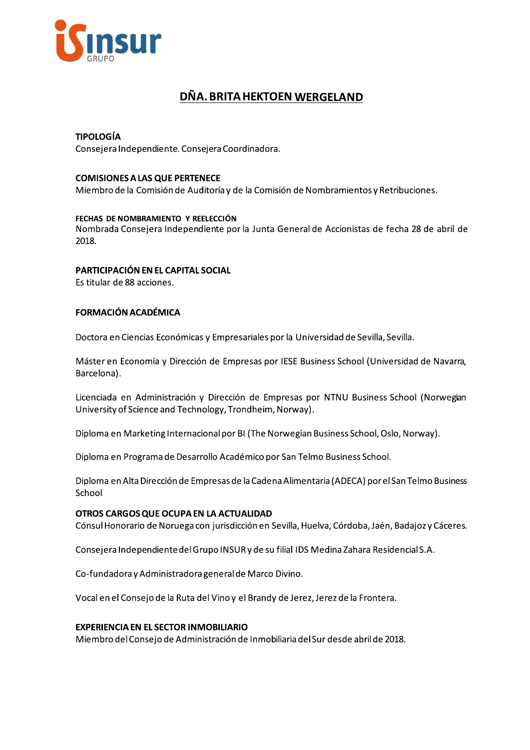# DÑA. BRITA HEKTOEN WERGELAND

**TIPOLOGÍA**
Consejera Independiente. Consejera Coordinadora.

**COMISIONES A LAS QUE PERTENECE**
Miembro de la Comisión de Auditoría y de la Comisión de Nombramientos y Retribuciones.

**FECHAS DE NOMBRAMIENTO Y REELECCIÓN**
Nombrada Consejera Independiente por la Junta General de Accionistas de fecha 28 de abril de 2018.

**PARTICIPACIÓN EN EL CAPITAL SOCIAL**
Es titular de 88 acciones.

**FORMACIÓN ACADÉMICA**

Doctora en Ciencias Económicas y Empresariales por la Universidad de Sevilla, Sevilla.

Máster en Economía y Dirección de Empresas por IESE Business School (Universidad de Navarra, Barcelona).

Licenciada en Administración y Dirección de Empresas por NTNU Business School (Norwegian University of Science and Technology, Trondheim, Norway).

Diploma en Marketing Internacional por BI (The Norwegian Business School, Oslo, Norway).

Diploma en Programa de Desarrollo Académico por San Telmo Business School.

Diploma en Alta Dirección de Empresas de la Cadena Alimentaria (ADECA) por el San Telmo Business School

**OTROS CARGOS QUE OCUPA EN LA ACTUALIDAD**
Cónsul Honorario de Noruega con jurisdicción en Sevilla, Huelva, Córdoba, Jaén, Badajoz y Cáceres.

Consejera Independiente del Grupo INSUR y de su filial IDS Medina Zahara Residencial S.A.

Co-fundadora y Administradora general de Marco Divino.

Vocal en el Consejo de la Ruta del Vino y el Brandy de Jerez, Jerez de la Frontera.

**EXPERIENCIA EN EL SECTOR INMOBILIARIO**
Miembro del Consejo de Administración de Inmobiliaria del Sur desde abril de 2018.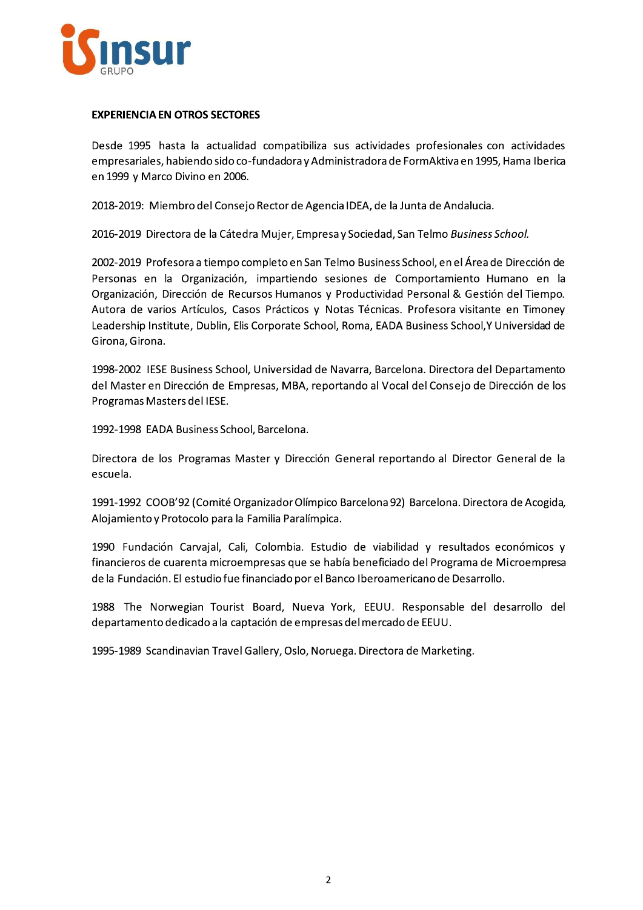**EXPERIENCIA EN OTROS SECTORES**

Desde 1995 hasta la actualidad compatibiliza sus actividades profesionales con actividades empresariales, habiendo sido co-fundadora y Administradora de FormAktiva en 1995, Hama Iberica en 1999 y Marco Divino en 2006.

2018-2019: Miembro del Consejo Rector de Agencia IDEA, de la Junta de Andalucia.

2016-2019 Directora de la Cátedra Mujer, Empresa y Sociedad, San Telmo *Business School.*

2002-2019 Profesora a tiempo completo en San Telmo Business School, en el Área de Dirección de Personas en la Organización, impartiendo sesiones de Comportamiento Humano en la Organización, Dirección de Recursos Humanos y Productividad Personal & Gestión del Tiempo. Autora de varios Artículos, Casos Prácticos y Notas Técnicas. Profesora visitante en Timoney Leadership Institute, Dublin, Elis Corporate School, Roma, EADA Business School,Y Universidad de Girona, Girona.

1998-2002 IESE Business School, Universidad de Navarra, Barcelona. Directora del Departamento del Master en Dirección de Empresas, MBA, reportando al Vocal del Consejo de Dirección de los Programas Masters del IESE.

1992-1998 EADA Business School, Barcelona.

Directora de los Programas Master y Dirección General reportando al Director General de la escuela.

1991-1992 COOB'92 (Comité Organizador Olímpico Barcelona 92) Barcelona. Directora de Acogida, Alojamiento y Protocolo para la Familia Paralímpica.

1990 Fundación Carvajal, Cali, Colombia. Estudio de viabilidad y resultados económicos y financieros de cuarenta microempresas que se había beneficiado del Programa de Microempresa de la Fundación. El estudio fue financiado por el Banco Iberoamericano de Desarrollo.

1988 The Norwegian Tourist Board, Nueva York, EEUU. Responsable del desarrollo del departamento dedicado a la captación de empresas del mercado de EEUU.

1995-1989 Scandinavian Travel Gallery, Oslo, Noruega. Directora de Marketing.